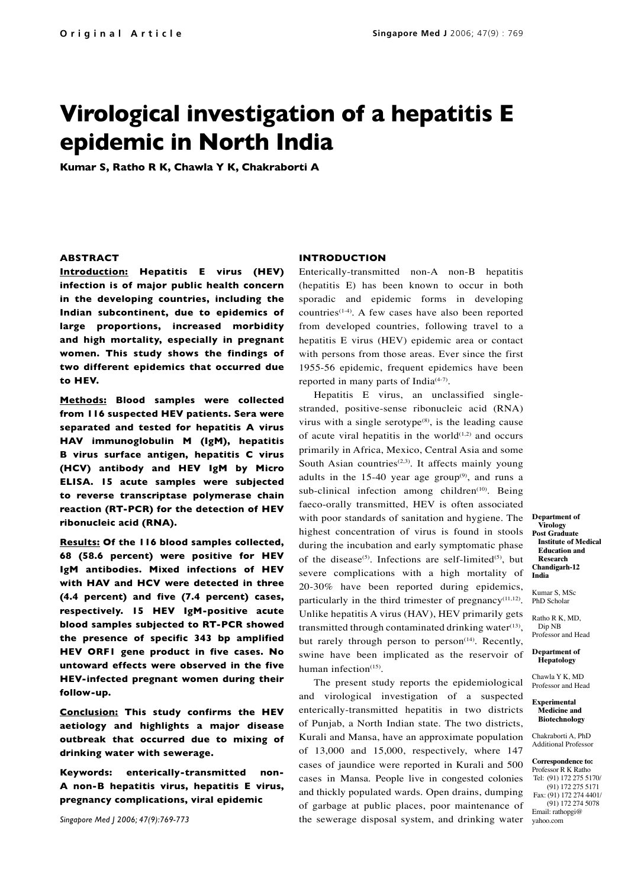Original Article

# Virological investigation of a hepatitis E epidemic in North India

**Kumar S, Ratho R K, Chawla Y K, Chakraborti A**

## ABSTRACT

**Introduction: Hepatitis E virus (HEV) infection is of major public health concern in the developing countries, including the Indian subcontinent, due to epidemics of large proportions, increased morbidity and high mortality, especially in pregnant women. This study shows the findings of two different epidemics that occurred due to HEV.**

**Methods: Blood samples were collected from 116 suspected HEV patients. Sera were separated and tested for hepatitis A virus HAV immunoglobulin M (IgM), hepatitis B virus surface antigen, hepatitis C virus (HCV) antibody and HEV IgM by Micro ELISA. 15 acute samples were subjected to reverse transcriptase polymerase chain reaction (RT-PCR) for the detection of HEV ribonucleic acid (RNA).**

**Results: Of the 116 blood samples collected, 68 (58.6 percent) were positive for HEV IgM antibodies. Mixed infections of HEV with HAV and HCV were detected in three (4.4 percent) and five (7.4 percent) cases, respectively. 15 HEV IgM-positive acute blood samples subjected to RT-PCR showed the presence of specific 343 bp amplified HEV ORF1 gene product in five cases. No untoward effects were observed in the five HEV-infected pregnant women during their follow-up.**

**Conclusion: This study confirms the HEV aetiology and highlights a major disease outbreak that occurred due to mixing of drinking water with sewerage.**

**Keywords: enterically-transmitted non-A non-B hepatitis virus, hepatitis E virus, pregnancy complications, viral epidemic**

*Singapore Med J 2006; 47(9):769-773*

## INTRODUCTION

Enterically-transmitted non-A non-B hepatitis (hepatitis E) has been known to occur in both sporadic and epidemic forms in developing countries[1-4]. A few cases have also been reported from developed countries, following travel to a hepatitis E virus (HEV) epidemic area or contact with persons from those areas. Ever since the first 1955-56 epidemic, frequent epidemics have been reported in many parts of India[4-7].

Hepatitis E virus, an unclassified single-stranded, positive-sense ribonucleic acid (RNA) virus with a single serotype[8], is the leading cause of acute viral hepatitis in the world[1,2] and occurs primarily in Africa, Mexico, Central Asia and some South Asian countries[2,3]. It affects mainly young adults in the 15-40 year age group[9], and runs a sub-clinical infection among children[10]. Being faeco-orally transmitted, HEV is often associated with poor standards of sanitation and hygiene. The highest concentration of virus is found in stools during the incubation and early symptomatic phase of the disease[5]. Infections are self-limited[5], but severe complications with a high mortality of 20-30% have been reported during epidemics, particularly in the third trimester of pregnancy[11,12]. Unlike hepatitis A virus (HAV), HEV primarily gets transmitted through contaminated drinking water[13], but rarely through person to person[14]. Recently, swine have been implicated as the reservoir of human infection[15].

The present study reports the epidemiological and virological investigation of a suspected enterically-transmitted hepatitis in two districts of Punjab, a North Indian state. The two districts, Kurali and Mansa, have an approximate population of 13,000 and 15,000, respectively, where 147 cases of jaundice were reported in Kurali and 500 cases in Mansa. People live in congested colonies and thickly populated wards. Open drains, dumping of garbage at public places, poor maintenance of the sewerage disposal system, and drinking water

**Department of Virology**
**Post Graduate Institute of Medical Education and Research**
**Chandigarh-12**
**India**

Kumar S, MSc
PhD Scholar

Ratho R K, MD, Dip NB
Professor and Head

**Department of Hepatology**

Chawla Y K, MD
Professor and Head

**Experimental Medicine and Biotechnology**

Chakraborti A, PhD
Additional Professor

**Correspondence to:**
Professor R K Ratho
Tel: (91) 172 275 5170/ (91) 172 275 5171
Fax: (91) 172 274 4401/ (91) 172 274 5078
Email: rathopgi@yahoo.com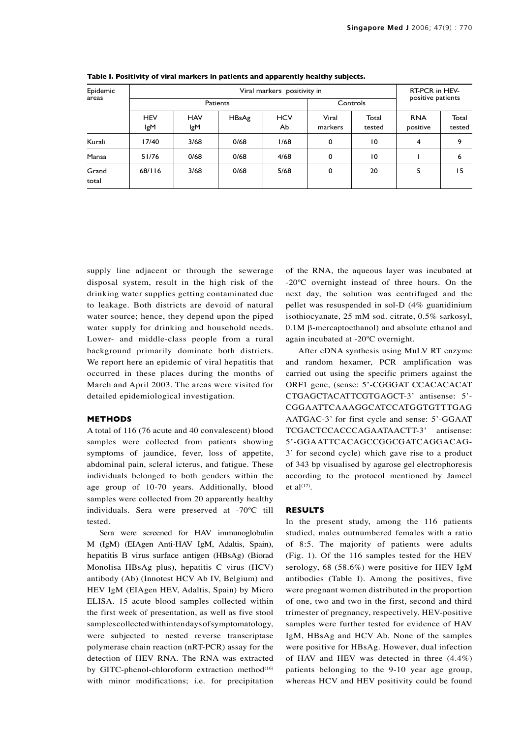**Table I. Positivity of viral markers in patients and apparently healthy subjects.**

| Epidemic areas | Viral markers positivity in | | | | | | RT-PCR in HEV-positive patients | |
|---|---|---|---|---|---|---|---|---|
| | Patients | | | | Controls | | | |
| | HEV IgM | HAV IgM | HBsAg | HCV Ab | Viral markers | Total tested | RNA positive | Total tested |
| Kurali | 17/40 | 3/68 | 0/68 | 1/68 | 0 | 10 | 4 | 9 |
| Mansa | 51/76 | 0/68 | 0/68 | 4/68 | 0 | 10 | 1 | 6 |
| Grand total | 68/116 | 3/68 | 0/68 | 5/68 | 0 | 20 | 5 | 15 |

supply line adjacent or through the sewerage disposal system, result in the high risk of the drinking water supplies getting contaminated due to leakage. Both districts are devoid of natural water source; hence, they depend upon the piped water supply for drinking and household needs. Lower- and middle-class people from a rural background primarily dominate both districts. We report here an epidemic of viral hepatitis that occurred in these places during the months of March and April 2003. The areas were visited for detailed epidemiological investigation.

## METHODS

A total of 116 (76 acute and 40 convalescent) blood samples were collected from patients showing symptoms of jaundice, fever, loss of appetite, abdominal pain, scleral icterus, and fatigue. These individuals belonged to both genders within the age group of 10-70 years. Additionally, blood samples were collected from 20 apparently healthy individuals. Sera were preserved at -70ºC till tested.

Sera were screened for HAV immunoglobulin M (IgM) (EIAgen Anti-HAV IgM, Adaltis, Spain), hepatitis B virus surface antigen (HBsAg) (Biorad Monolisa HBsAg plus), hepatitis C virus (HCV) antibody (Ab) (Innotest HCV Ab IV, Belgium) and HEV IgM (EIAgen HEV, Adaltis, Spain) by Micro ELISA. 15 acute blood samples collected within the first week of presentation, as well as five stool samples collected within ten days of symptomatology, were subjected to nested reverse transcriptase polymerase chain reaction (nRT-PCR) assay for the detection of HEV RNA. The RNA was extracted by GITC-phenol-chloroform extraction method[16] with minor modifications; i.e. for precipitation of the RNA, the aqueous layer was incubated at -20ºC overnight instead of three hours. On the next day, the solution was centrifuged and the pellet was resuspended in sol-D (4% guanidinium isothiocyanate, 25 mM sod. citrate, 0.5% sarkosyl, 0.1M β-mercaptoethanol) and absolute ethanol and again incubated at -20ºC overnight.

After cDNA synthesis using MuLV RT enzyme and random hexamer, PCR amplification was carried out using the specific primers against the ORF1 gene, (sense: 5'-CGGGAT CCACACACAT CTGAGCTACATTCGTGAGCT-3' antisense: 5'-CGGAATTCAAAGGCATCCATGGTGTTTGAG AATGAC-3' for first cycle and sense: 5'-GGAAT TCGACTCCACCCAGAATAACTT-3' antisense: 5'-GGAATTCACAGCCGGCGATCAGGACAG-3' for second cycle) which gave rise to a product of 343 bp visualised by agarose gel electrophoresis according to the protocol mentioned by Jameel et al[17].

## RESULTS

In the present study, among the 116 patients studied, males outnumbered females with a ratio of 8:5. The majority of patients were adults (Fig. 1). Of the 116 samples tested for the HEV serology, 68 (58.6%) were positive for HEV IgM antibodies (Table I). Among the positives, five were pregnant women distributed in the proportion of one, two and two in the first, second and third trimester of pregnancy, respectively. HEV-positive samples were further tested for evidence of HAV IgM, HBsAg and HCV Ab. None of the samples were positive for HBsAg. However, dual infection of HAV and HEV was detected in three (4.4%) patients belonging to the 9-10 year age group, whereas HCV and HEV positivity could be found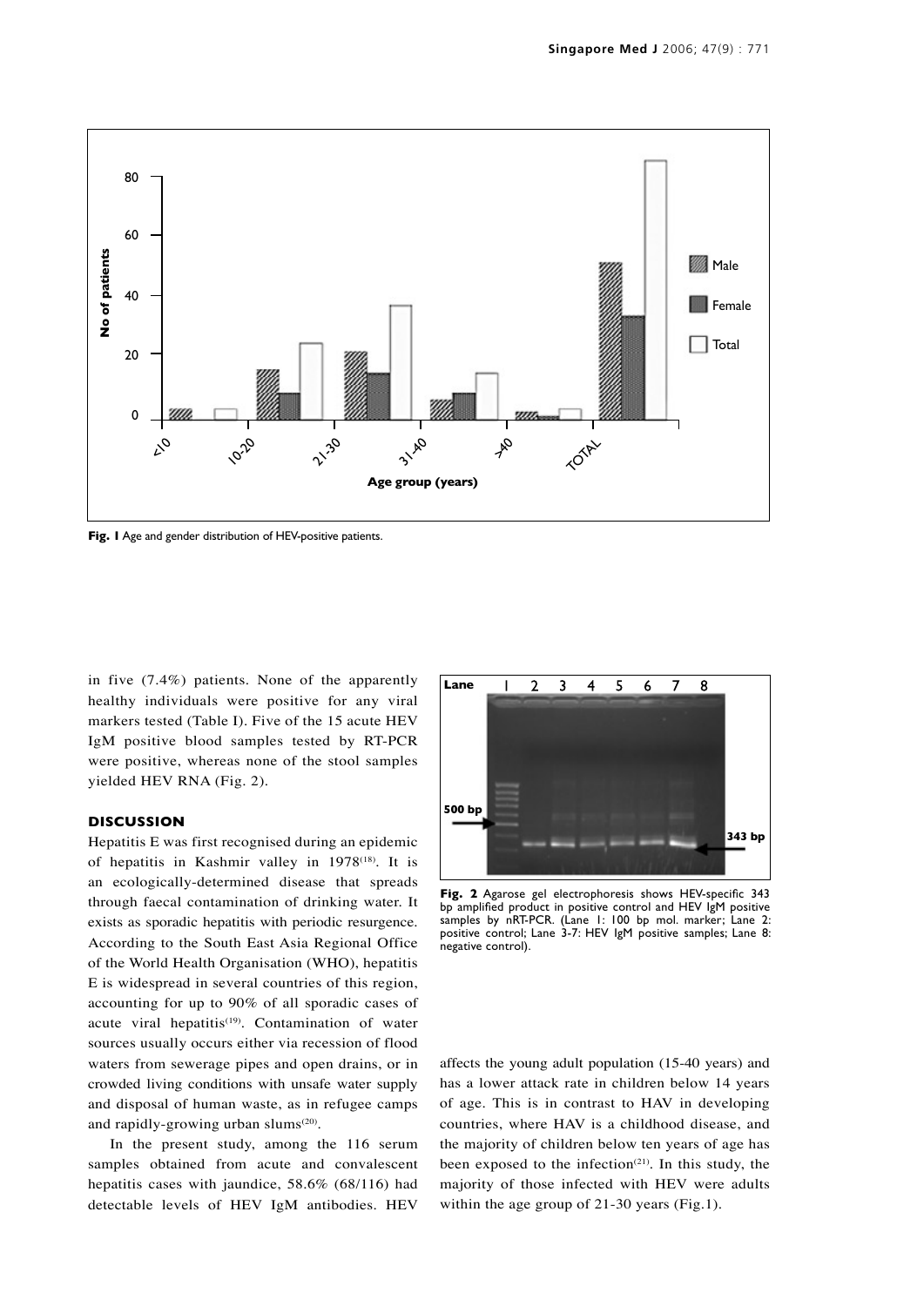Fig. 1 Age and gender distribution of HEV-positive patients.

in five (7.4%) patients. None of the apparently healthy individuals were positive for any viral markers tested (Table I). Five of the 15 acute HEV IgM positive blood samples tested by RT-PCR were positive, whereas none of the stool samples yielded HEV RNA (Fig. 2).

## DISCUSSION

Hepatitis E was first recognised during an epidemic of hepatitis in Kashmir valley in 1978[18]. It is an ecologically-determined disease that spreads through faecal contamination of drinking water. It exists as sporadic hepatitis with periodic resurgence. According to the South East Asia Regional Office of the World Health Organisation (WHO), hepatitis E is widespread in several countries of this region, accounting for up to 90% of all sporadic cases of acute viral hepatitis[19]. Contamination of water sources usually occurs either via recession of flood waters from sewerage pipes and open drains, or in crowded living conditions with unsafe water supply and disposal of human waste, as in refugee camps and rapidly-growing urban slums[20].

In the present study, among the 116 serum samples obtained from acute and convalescent hepatitis cases with jaundice, 58.6% (68/116) had detectable levels of HEV IgM antibodies. HEV affects the young adult population (15-40 years) and has a lower attack rate in children below 14 years of age. This is in contrast to HAV in developing countries, where HAV is a childhood disease, and the majority of children below ten years of age has been exposed to the infection[21]. In this study, the majority of those infected with HEV were adults within the age group of 21-30 years (Fig.1).

Fig. 2 Agarose gel electrophoresis shows HEV-specific 343 bp amplified product in positive control and HEV IgM positive samples by nRT-PCR. (Lane 1: 100 bp mol. marker; Lane 2: positive control; Lane 3-7: HEV IgM positive samples; Lane 8: negative control).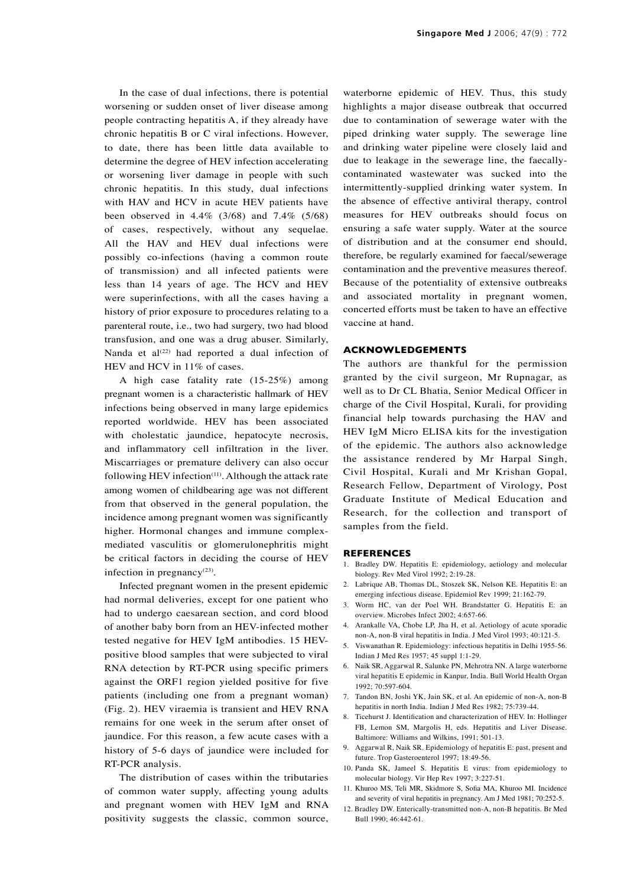In the case of dual infections, there is potential worsening or sudden onset of liver disease among people contracting hepatitis A, if they already have chronic hepatitis B or C viral infections. However, to date, there has been little data available to determine the degree of HEV infection accelerating or worsening liver damage in people with such chronic hepatitis. In this study, dual infections with HAV and HCV in acute HEV patients have been observed in 4.4% (3/68) and 7.4% (5/68) of cases, respectively, without any sequelae. All the HAV and HEV dual infections were possibly co-infections (having a common route of transmission) and all infected patients were less than 14 years of age. The HCV and HEV were superinfections, with all the cases having a history of prior exposure to procedures relating to a parenteral route, i.e., two had surgery, two had blood transfusion, and one was a drug abuser. Similarly, Nanda et al[22] had reported a dual infection of HEV and HCV in 11% of cases.

A high case fatality rate (15-25%) among pregnant women is a characteristic hallmark of HEV infections being observed in many large epidemics reported worldwide. HEV has been associated with cholestatic jaundice, hepatocyte necrosis, and inflammatory cell infiltration in the liver. Miscarriages or premature delivery can also occur following HEV infection[11]. Although the attack rate among women of childbearing age was not different from that observed in the general population, the incidence among pregnant women was significantly higher. Hormonal changes and immune complex-mediated vasculitis or glomerulonephritis might be critical factors in deciding the course of HEV infection in pregnancy[23].

Infected pregnant women in the present epidemic had normal deliveries, except for one patient who had to undergo caesarean section, and cord blood of another baby born from an HEV-infected mother tested negative for HEV IgM antibodies. 15 HEV-positive blood samples that were subjected to viral RNA detection by RT-PCR using specific primers against the ORF1 region yielded positive for five patients (including one from a pregnant woman) (Fig. 2). HEV viraemia is transient and HEV RNA remains for one week in the serum after onset of jaundice. For this reason, a few acute cases with a history of 5-6 days of jaundice were included for RT-PCR analysis.

The distribution of cases within the tributaries of common water supply, affecting young adults and pregnant women with HEV IgM and RNA positivity suggests the classic, common source, waterborne epidemic of HEV. Thus, this study highlights a major disease outbreak that occurred due to contamination of sewerage water with the piped drinking water supply. The sewerage line and drinking water pipeline were closely laid and due to leakage in the sewerage line, the faecally-contaminated wastewater was sucked into the intermittently-supplied drinking water system. In the absence of effective antiviral therapy, control measures for HEV outbreaks should focus on ensuring a safe water supply. Water at the source of distribution and at the consumer end should, therefore, be regularly examined for faecal/sewerage contamination and the preventive measures thereof. Because of the potentiality of extensive outbreaks and associated mortality in pregnant women, concerted efforts must be taken to have an effective vaccine at hand.

## ACKNOWLEDGEMENTS

The authors are thankful for the permission granted by the civil surgeon, Mr Rupnagar, as well as to Dr CL Bhatia, Senior Medical Officer in charge of the Civil Hospital, Kurali, for providing financial help towards purchasing the HAV and HEV IgM Micro ELISA kits for the investigation of the epidemic. The authors also acknowledge the assistance rendered by Mr Harpal Singh, Civil Hospital, Kurali and Mr Krishan Gopal, Research Fellow, Department of Virology, Post Graduate Institute of Medical Education and Research, for the collection and transport of samples from the field.

## REFERENCES

1. Bradley DW. Hepatitis E: epidemiology, aetiology and molecular biology. Rev Med Virol 1992; 2:19-28.
2. Labrique AB, Thomas DL, Stoszek SK, Nelson KE. Hepatitis E: an emerging infectious disease. Epidemiol Rev 1999; 21:162-79.
3. Worm HC, van der Poel WH. Brandstatter G. Hepatitis E: an overview. Microbes Infect 2002; 4:657-66.
4. Arankalle VA, Chobe LP, Jha H, et al. Aetiology of acute sporadic non-A, non-B viral hepatitis in India. J Med Virol 1993; 40:121-5.
5. Viswanathan R. Epidemiology: infectious hepatitis in Delhi 1955-56. Indian J Med Res 1957; 45 suppl 1:1-29.
6. Naik SR, Aggarwal R, Salunke PN, Mehrotra NN. A large waterborne viral hepatitis E epidemic in Kanpur, India. Bull World Health Organ 1992; 70:597-604.
7. Tandon BN, Joshi YK, Jain SK, et al. An epidemic of non-A, non-B hepatitis in north India. Indian J Med Res 1982; 75:739-44.
8. Ticehurst J. Identification and characterization of HEV. In: Hollinger FB, Lemon SM, Margolis H, eds. Hepatitis and Liver Disease. Baltimore: Williams and Wilkins, 1991; 501-13.
9. Aggarwal R, Naik SR. Epidemiology of hepatitis E: past, present and future. Trop Gasteroenterol 1997; 18:49-56.
10. Panda SK, Jameel S. Hepatitis E virus: from epidemiology to molecular biology. Vir Hep Rev 1997; 3:227-51.
11. Khuroo MS, Teli MR, Skidmore S, Sofia MA, Khuroo MI. Incidence and severity of viral hepatitis in pregnancy. Am J Med 1981; 70:252-5.
12. Bradley DW. Enterically-transmitted non-A, non-B hepatitis. Br Med Bull 1990; 46:442-61.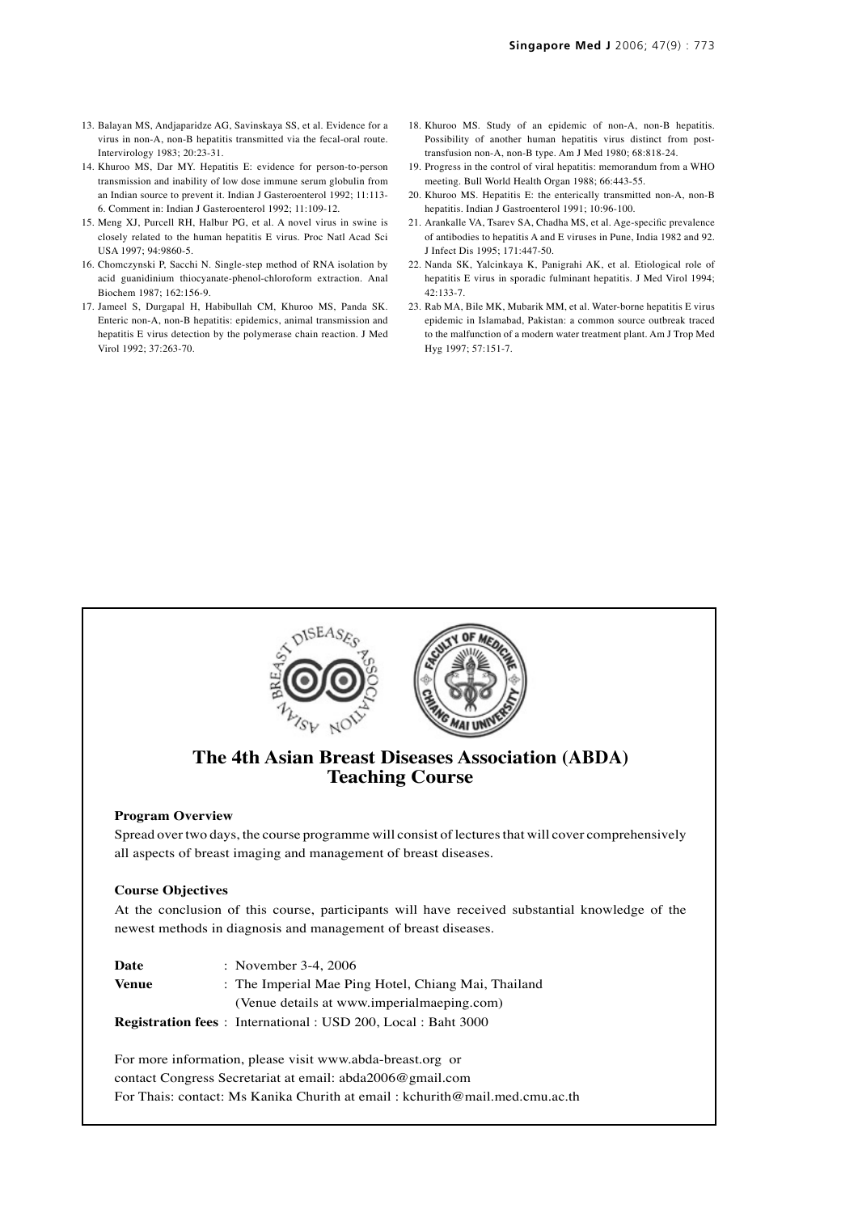13. Balayan MS, Andjaparidze AG, Savinskaya SS, et al. Evidence for a virus in non-A, non-B hepatitis transmitted via the fecal-oral route. Intervirology 1983; 20:23-31.
14. Khuroo MS, Dar MY. Hepatitis E: evidence for person-to-person transmission and inability of low dose immune serum globulin from an Indian source to prevent it. Indian J Gasteroenterol 1992; 11:113-6. Comment in: Indian J Gasteroenterol 1992; 11:109-12.
15. Meng XJ, Purcell RH, Halbur PG, et al. A novel virus in swine is closely related to the human hepatitis E virus. Proc Natl Acad Sci USA 1997; 94:9860-5.
16. Chomczynski P, Sacchi N. Single-step method of RNA isolation by acid guanidinium thiocyanate-phenol-chloroform extraction. Anal Biochem 1987; 162:156-9.
17. Jameel S, Durgapal H, Habibullah CM, Khuroo MS, Panda SK. Enteric non-A, non-B hepatitis: epidemics, animal transmission and hepatitis E virus detection by the polymerase chain reaction. J Med Virol 1992; 37:263-70.
18. Khuroo MS. Study of an epidemic of non-A, non-B hepatitis. Possibility of another human hepatitis virus distinct from post-transfusion non-A, non-B type. Am J Med 1980; 68:818-24.
19. Progress in the control of viral hepatitis: memorandum from a WHO meeting. Bull World Health Organ 1988; 66:443-55.
20. Khuroo MS. Hepatitis E: the enterically transmitted non-A, non-B hepatitis. Indian J Gastroenterol 1991; 10:96-100.
21. Arankalle VA, Tsarev SA, Chadha MS, et al. Age-specific prevalence of antibodies to hepatitis A and E viruses in Pune, India 1982 and 92. J Infect Dis 1995; 171:447-50.
22. Nanda SK, Yalcinkaya K, Panigrahi AK, et al. Etiological role of hepatitis E virus in sporadic fulminant hepatitis. J Med Virol 1994; 42:133-7.
23. Rab MA, Bile MK, Mubarik MM, et al. Water-borne hepatitis E virus epidemic in Islamabad, Pakistan: a common source outbreak traced to the malfunction of a modern water treatment plant. Am J Trop Med Hyg 1997; 57:151-7.

## The 4th Asian Breast Diseases Association (ABDA) Teaching Course

**Program Overview**

Spread over two days, the course programme will consist of lectures that will cover comprehensively all aspects of breast imaging and management of breast diseases.

**Course Objectives**

At the conclusion of this course, participants will have received substantial knowledge of the newest methods in diagnosis and management of breast diseases.

**Date** : November 3-4, 2006

**Venue** : The Imperial Mae Ping Hotel, Chiang Mai, Thailand (Venue details at www.imperialmaeping.com)

**Registration fees** : International : USD 200, Local : Baht 3000

For more information, please visit www.abda-breast.org or contact Congress Secretariat at email: abda2006@gmail.com

For Thais: contact: Ms Kanika Churith at email : kchurith@mail.med.cmu.ac.th